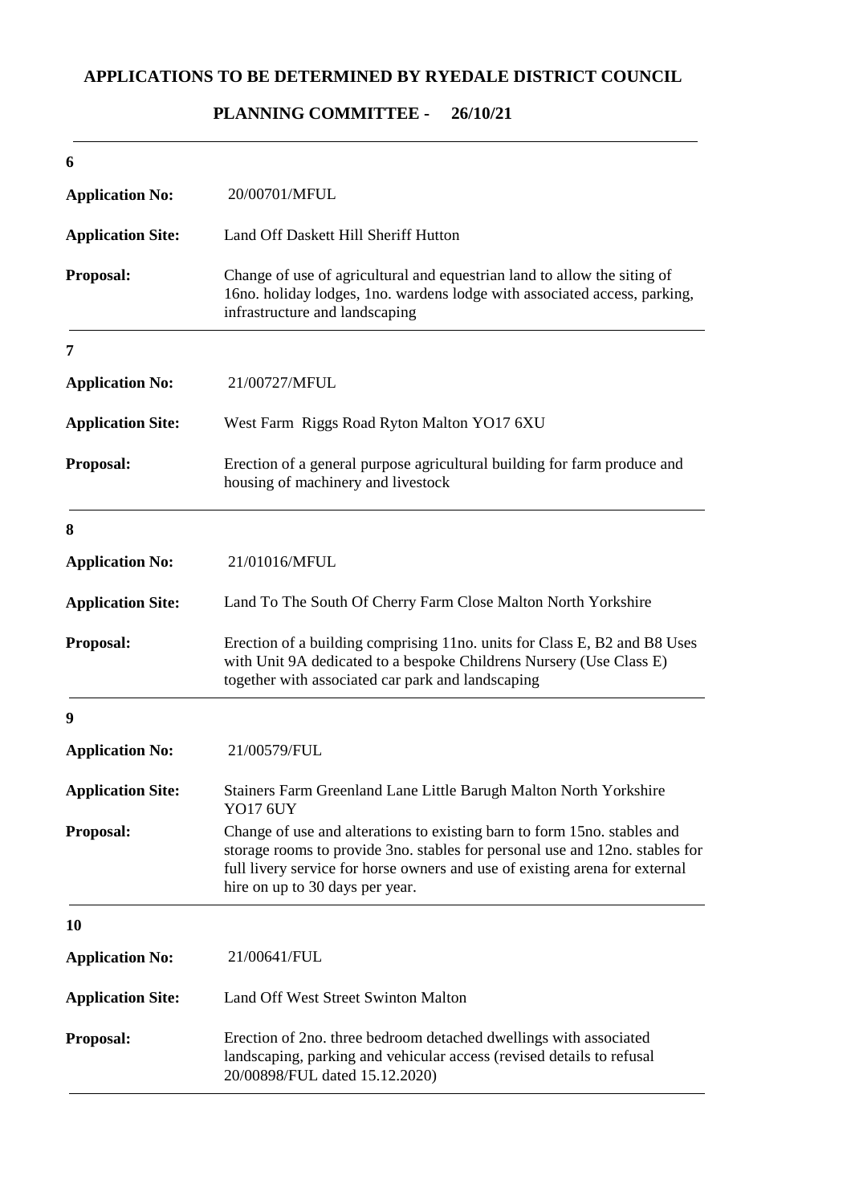# APPLICATIONS TO BE DETERMINED BY RYEDALE DISTRICT COUNCIL

## PLANNING COMMITTEE - 26/10/21

---

**6**

**Application No:** 20/00701/MFUL

**Application Site:** Land Off Daskett Hill Sheriff Hutton

**Proposal:** Change of use of agricultural and equestrian land to allow the siting of 16no. holiday lodges, 1no. wardens lodge with associated access, parking, infrastructure and landscaping

---

**7**

**Application No:** 21/00727/MFUL

**Application Site:** West Farm Riggs Road Ryton Malton YO17 6XU

**Proposal:** Erection of a general purpose agricultural building for farm produce and housing of machinery and livestock

---

**8**

**Application No:** 21/01016/MFUL

**Application Site:** Land To The South Of Cherry Farm Close Malton North Yorkshire

**Proposal:** Erection of a building comprising 11no. units for Class E, B2 and B8 Uses with Unit 9A dedicated to a bespoke Childrens Nursery (Use Class E) together with associated car park and landscaping

---

**9**

**Application No:** 21/00579/FUL

**Application Site:** Stainers Farm Greenland Lane Little Barugh Malton North Yorkshire YO17 6UY

**Proposal:** Change of use and alterations to existing barn to form 15no. stables and storage rooms to provide 3no. stables for personal use and 12no. stables for full livery service for horse owners and use of existing arena for external hire on up to 30 days per year.

---

**10**

**Application No:** 21/00641/FUL

**Application Site:** Land Off West Street Swinton Malton

**Proposal:** Erection of 2no. three bedroom detached dwellings with associated landscaping, parking and vehicular access (revised details to refusal 20/00898/FUL dated 15.12.2020)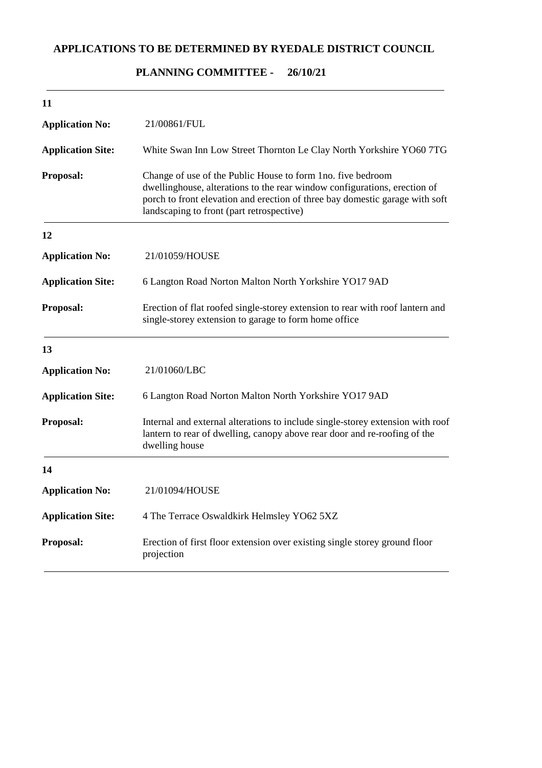## APPLICATIONS TO BE DETERMINED BY RYEDALE DISTRICT COUNCIL

### PLANNING COMMITTEE - 26/10/21

**11**

**Application No:** 21/00861/FUL

**Application Site:** White Swan Inn Low Street Thornton Le Clay North Yorkshire YO60 7TG

**Proposal:** Change of use of the Public House to form 1no. five bedroom dwellinghouse, alterations to the rear window configurations, erection of porch to front elevation and erection of three bay domestic garage with soft landscaping to front (part retrospective)

---

**12**

**Application No:** 21/01059/HOUSE

**Application Site:** 6 Langton Road Norton Malton North Yorkshire YO17 9AD

**Proposal:** Erection of flat roofed single-storey extension to rear with roof lantern and single-storey extension to garage to form home office

---

**13**

**Application No:** 21/01060/LBC

**Application Site:** 6 Langton Road Norton Malton North Yorkshire YO17 9AD

**Proposal:** Internal and external alterations to include single-storey extension with roof lantern to rear of dwelling, canopy above rear door and re-roofing of the dwelling house

---

**14**

**Application No:** 21/01094/HOUSE

**Application Site:** 4 The Terrace Oswaldkirk Helmsley YO62 5XZ

**Proposal:** Erection of first floor extension over existing single storey ground floor projection